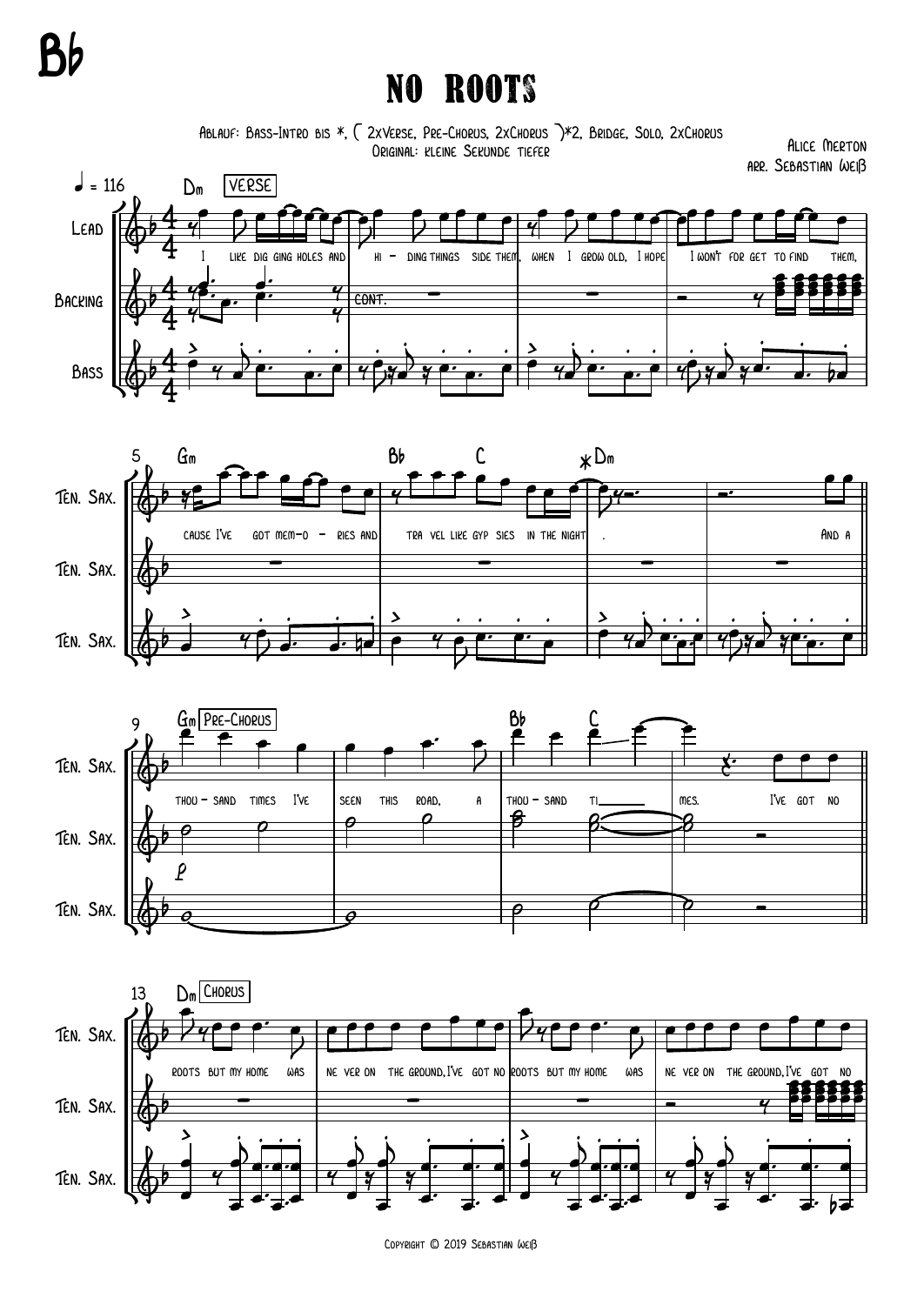# Bb

# NO ROOTS

Ablauf: Bass-Intro bis *, ( 2xVerse, Pre-Chorus, 2xChorus )*2, Bridge, Solo, 2xChorus
Original: kleine Sekunde tiefer

Alice Merton
arr. Sebastian Weiß

♩ = 116

Dm VERSE

Lead: I like dig ging holes and hi - ding things side them, when I grow old, I hope I won't for get to find them,

Backing: cont.

Bass

5 Gm — Bb — C — *Dm

cause I've got mem-o - ries and tra vel like gyp sies in the night . And a

9 Gm Pre-Chorus — Bb — C

thou - sand times I've seen this road, a thou - sand ti_____ mes. I've got no

p

13 Dm Chorus

roots but my home was ne ver on the ground, I've got no roots but my home was ne ver on the ground, I've got no

Copyright © 2019 Sebastian Weiß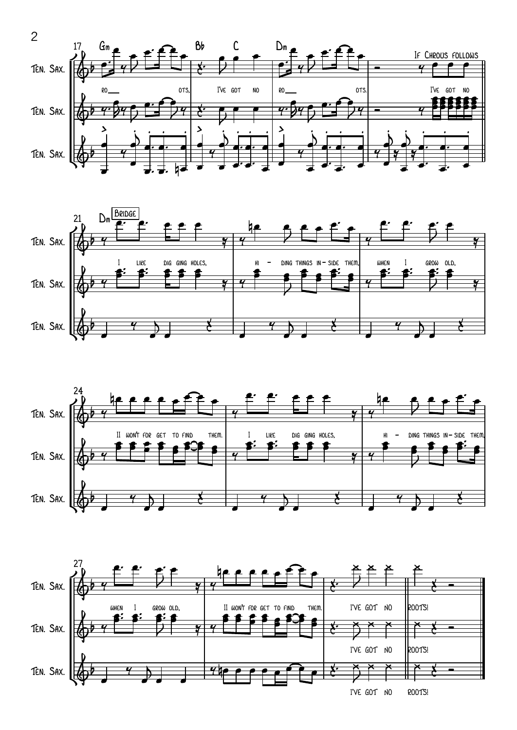Ten. Sax.

Ten. Sax.

Ten. Sax.

17 Gm Bb C Dm

ro___ ots, I've got no ro___ ots. If Chrous follows I've got no

21 Dm Bridge

I like dig ging holes, hi - ding things in - side them, when I grow old,

24

I'll won't for get to find them. I like dig ging holes, hi - ding things in - side them,

27

when I grow old, I'll won't for get to find them. I've got no roots!

I've got no roots!

I've got no roots!